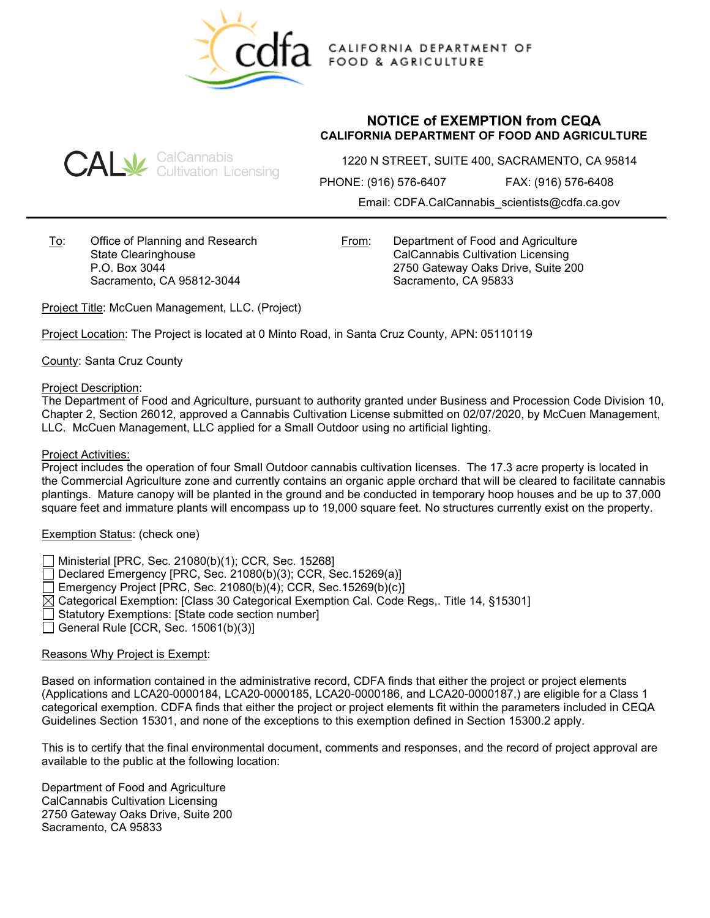CALIFORNIA DEPARTMENT OF FOOD & AGRICULTURE

# NOTICE of EXEMPTION from CEQA

**CALIFORNIA DEPARTMENT OF FOOD AND AGRICULTURE**

CalCannabis Cultivation Licensing

1220 N STREET, SUITE 400, SACRAMENTO, CA 95814

PHONE: (916) 576-6407 FAX: (916) 576-6408

Email: CDFA.CalCannabis_scientists@cdfa.ca.gov

---

To: Office of Planning and Research
State Clearinghouse
P.O. Box 3044
Sacramento, CA 95812-3044

From: Department of Food and Agriculture
CalCannabis Cultivation Licensing
2750 Gateway Oaks Drive, Suite 200
Sacramento, CA 95833

Project Title: McCuen Management, LLC. (Project)

Project Location: The Project is located at 0 Minto Road, in Santa Cruz County, APN: 05110119

County: Santa Cruz County

Project Description:
The Department of Food and Agriculture, pursuant to authority granted under Business and Procession Code Division 10, Chapter 2, Section 26012, approved a Cannabis Cultivation License submitted on 02/07/2020, by McCuen Management, LLC. McCuen Management, LLC applied for a Small Outdoor using no artificial lighting.

Project Activities:
Project includes the operation of four Small Outdoor cannabis cultivation licenses. The 17.3 acre property is located in the Commercial Agriculture zone and currently contains an organic apple orchard that will be cleared to facilitate cannabis plantings. Mature canopy will be planted in the ground and be conducted in temporary hoop houses and be up to 37,000 square feet and immature plants will encompass up to 19,000 square feet. No structures currently exist on the property.

Exemption Status: (check one)

- ☐ Ministerial [PRC, Sec. 21080(b)(1); CCR, Sec. 15268]
- ☐ Declared Emergency [PRC, Sec. 21080(b)(3); CCR, Sec.15269(a)]
- ☐ Emergency Project [PRC, Sec. 21080(b)(4); CCR, Sec.15269(b)(c)]
- ☒ Categorical Exemption: [Class 30 Categorical Exemption Cal. Code Regs,. Title 14, §15301]
- ☐ Statutory Exemptions: [State code section number]
- ☐ General Rule [CCR, Sec. 15061(b)(3)]

Reasons Why Project is Exempt:

Based on information contained in the administrative record, CDFA finds that either the project or project elements (Applications and LCA20-0000184, LCA20-0000185, LCA20-0000186, and LCA20-0000187,) are eligible for a Class 1 categorical exemption. CDFA finds that either the project or project elements fit within the parameters included in CEQA Guidelines Section 15301, and none of the exceptions to this exemption defined in Section 15300.2 apply.

This is to certify that the final environmental document, comments and responses, and the record of project approval are available to the public at the following location:

Department of Food and Agriculture
CalCannabis Cultivation Licensing
2750 Gateway Oaks Drive, Suite 200
Sacramento, CA 95833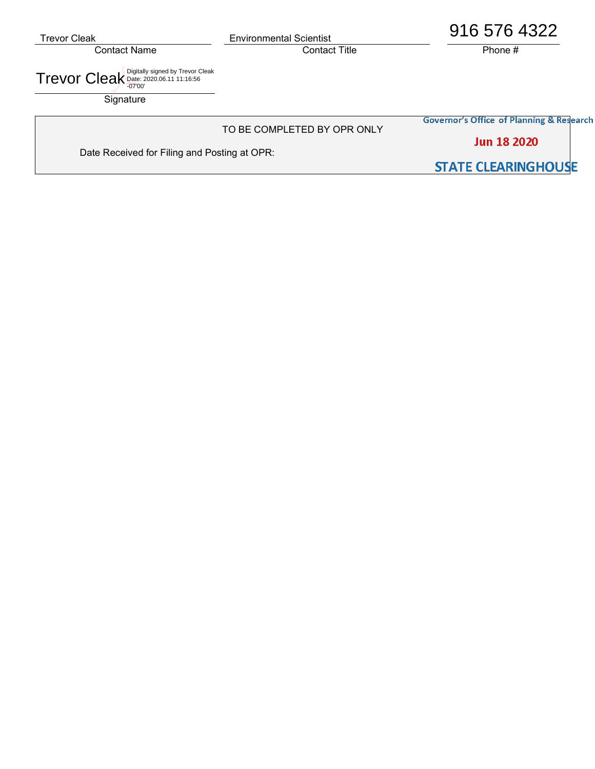| | | |
|---|---|---|
| Trevor Cleak | Environmental Scientist | 916 576 4322 |
| Contact Name | Contact Title | Phone # |

Trevor Cleak Digitally signed by Trevor Cleak Date: 2020.06.11 11:16:56 -07'00'

Signature

TO BE COMPLETED BY OPR ONLY

Date Received for Filing and Posting at OPR:

Governor's Office of Planning & Research

Jun 18 2020

STATE CLEARINGHOUSE